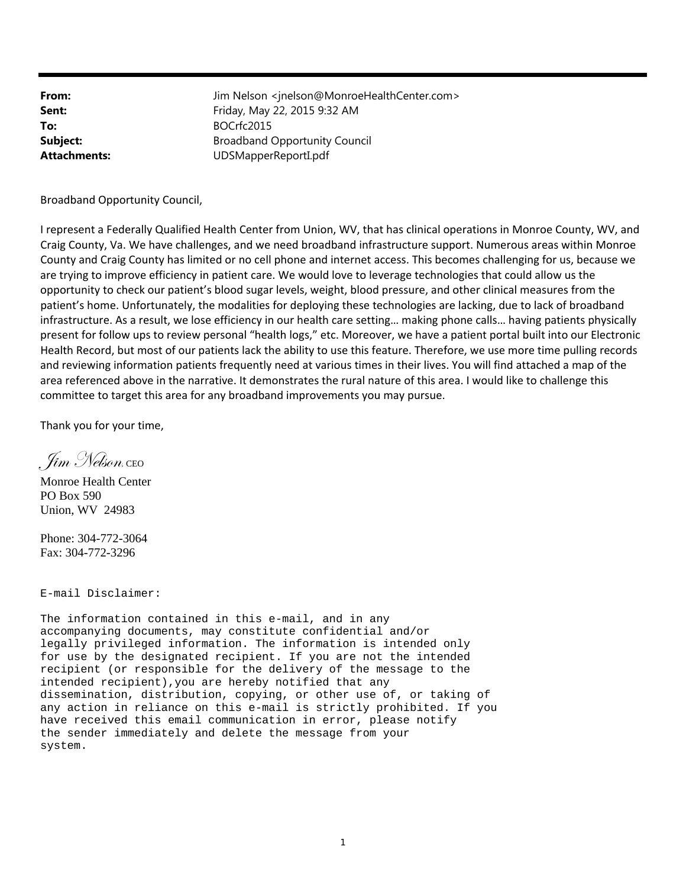**From:** Jim Nelson <jnelson@MonroeHealthCenter.com>
**Sent:** Friday, May 22, 2015 9:32 AM
**To:** BOCrfc2015
**Subject:** Broadband Opportunity Council
**Attachments:** UDSMapperReportI.pdf

Broadband Opportunity Council,

I represent a Federally Qualified Health Center from Union, WV, that has clinical operations in Monroe County, WV, and Craig County, Va. We have challenges, and we need broadband infrastructure support. Numerous areas within Monroe County and Craig County has limited or no cell phone and internet access. This becomes challenging for us, because we are trying to improve efficiency in patient care. We would love to leverage technologies that could allow us the opportunity to check our patient's blood sugar levels, weight, blood pressure, and other clinical measures from the patient's home. Unfortunately, the modalities for deploying these technologies are lacking, due to lack of broadband infrastructure. As a result, we lose efficiency in our health care setting… making phone calls… having patients physically present for follow ups to review personal "health logs," etc. Moreover, we have a patient portal built into our Electronic Health Record, but most of our patients lack the ability to use this feature. Therefore, we use more time pulling records and reviewing information patients frequently need at various times in their lives. You will find attached a map of the area referenced above in the narrative. It demonstrates the rural nature of this area. I would like to challenge this committee to target this area for any broadband improvements you may pursue.

Thank you for your time,

*Jim Nelson*, CEO
Monroe Health Center
PO Box 590
Union, WV 24983

Phone: 304-772-3064
Fax: 304-772-3296

E-mail Disclaimer:

The information contained in this e-mail, and in any accompanying documents, may constitute confidential and/or legally privileged information. The information is intended only for use by the designated recipient. If you are not the intended recipient (or responsible for the delivery of the message to the intended recipient),you are hereby notified that any dissemination, distribution, copying, or other use of, or taking of any action in reliance on this e-mail is strictly prohibited. If you have received this email communication in error, please notify the sender immediately and delete the message from your system.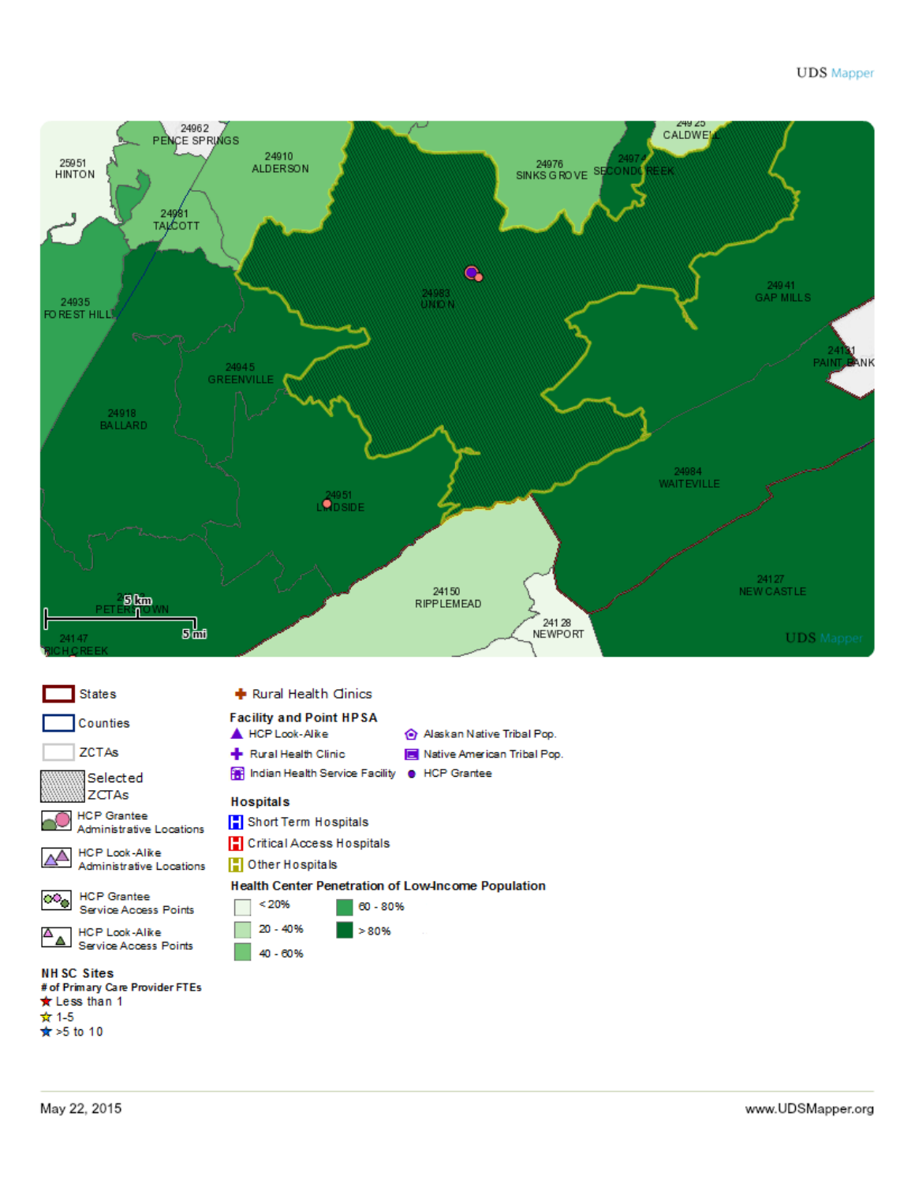UDS Mapper

25951
HINTON

24962
PENCE SPRINGS

24910
ALDERSON

24981
TALCOTT

24976
SINKS GROVE

24974
SECOND CREEK

24925
CALDWELL

24935
FOREST HILL

24983
UNION

24941
GAP MILLS

24131
PAINT BANK

24945
GREENVILLE

24918
BALLARD

24951
LINDSIDE

24984
WAITEVILLE

24127
NEW CASTLE

24150
RIPPLEMEAD

24128
NEWPORT

PETERSTOWN

24147
RICH CREEK

5 km

5 mi

UDS Mapper

States

Counties

ZCTAs

Selected ZCTAs

HCP Grantee Administrative Locations

HCP Look-Alike Administrative Locations

HCP Grantee Service Access Points

HCP Look-Alike Service Access Points

**NHSC Sites**
**# of Primary Care Provider FTEs**
- Less than 1
- 1-5
- >5 to 10

Rural Health Clinics

**Facility and Point HPSA**
- HCP Look-Alike
- Rural Health Clinic
- Indian Health Service Facility
- Alaskan Native Tribal Pop.
- Native American Tribal Pop.
- HCP Grantee

**Hospitals**
- Short Term Hospitals
- Critical Access Hospitals
- Other Hospitals

**Health Center Penetration of Low-Income Population**
- < 20%
- 20 - 40%
- 40 - 60%
- 60 - 80%
- > 80%

May 22, 2015

www.UDSMapper.org